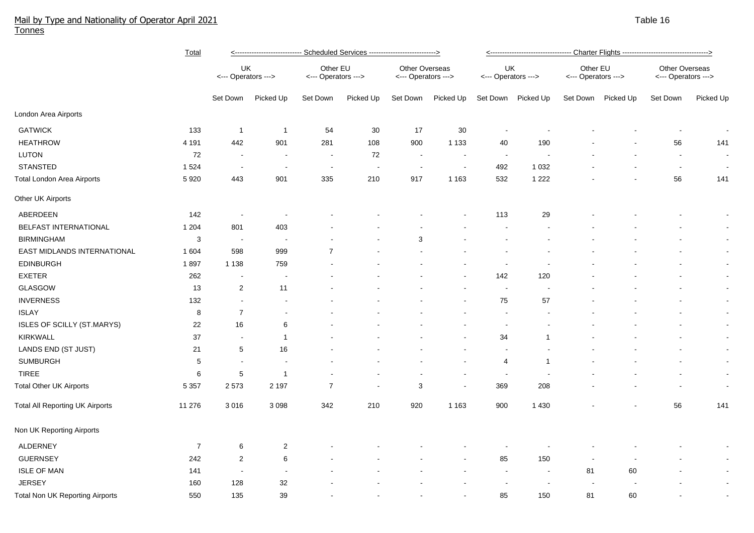# Mail by Type and Nationality of Operator April 2021

Tonnes

Table 16

| | Total | Scheduled Services | | | | | | Charter Flights | | | | | |
|---|---|---|---|---|---|---|---|---|---|---|---|---|---|
| | | UK <--- Operators ---> | | Other EU <--- Operators ---> | | Other Overseas <--- Operators ---> | | UK <--- Operators ---> | | Other EU <--- Operators ---> | | Other Overseas <--- Operators ---> | |
| | | Set Down | Picked Up | Set Down | Picked Up | Set Down | Picked Up | Set Down | Picked Up | Set Down | Picked Up | Set Down | Picked Up |
| **London Area Airports** | | | | | | | | | | | | | |
| GATWICK | 133 | 1 | 1 | 54 | 30 | 17 | 30 | - | - | - | - | - | - |
| HEATHROW | 4 191 | 442 | 901 | 281 | 108 | 900 | 1 133 | 40 | 190 | - | - | 56 | 141 |
| LUTON | 72 | - | - | - | 72 | - | - | - | - | - | - | - | - |
| STANSTED | 1 524 | - | - | - | - | - | - | 492 | 1 032 | - | - | - | - |
| Total London Area Airports | 5 920 | 443 | 901 | 335 | 210 | 917 | 1 163 | 532 | 1 222 | - | - | 56 | 141 |
| **Other UK Airports** | | | | | | | | | | | | | |
| ABERDEEN | 142 | - | - | - | - | - | - | 113 | 29 | - | - | - | - |
| BELFAST INTERNATIONAL | 1 204 | 801 | 403 | - | - | - | - | - | - | - | - | - | - |
| BIRMINGHAM | 3 | - | - | - | - | 3 | - | - | - | - | - | - | - |
| EAST MIDLANDS INTERNATIONAL | 1 604 | 598 | 999 | 7 | - | - | - | - | - | - | - | - | - |
| EDINBURGH | 1 897 | 1 138 | 759 | - | - | - | - | - | - | - | - | - | - |
| EXETER | 262 | - | - | - | - | - | - | 142 | 120 | - | - | - | - |
| GLASGOW | 13 | 2 | 11 | - | - | - | - | - | - | - | - | - | - |
| INVERNESS | 132 | - | - | - | - | - | - | 75 | 57 | - | - | - | - |
| ISLAY | 8 | 7 | - | - | - | - | - | - | - | - | - | - | - |
| ISLES OF SCILLY (ST.MARYS) | 22 | 16 | 6 | - | - | - | - | - | - | - | - | - | - |
| KIRKWALL | 37 | - | 1 | - | - | - | - | 34 | 1 | - | - | - | - |
| LANDS END (ST JUST) | 21 | 5 | 16 | - | - | - | - | - | - | - | - | - | - |
| SUMBURGH | 5 | - | - | - | - | - | - | 4 | 1 | - | - | - | - |
| TIREE | 6 | 5 | 1 | - | - | - | - | - | - | - | - | - | - |
| Total Other UK Airports | 5 357 | 2 573 | 2 197 | 7 | - | 3 | - | 369 | 208 | - | - | - | - |
| Total All Reporting UK Airports | 11 276 | 3 016 | 3 098 | 342 | 210 | 920 | 1 163 | 900 | 1 430 | - | - | 56 | 141 |
| **Non UK Reporting Airports** | | | | | | | | | | | | | |
| ALDERNEY | 7 | 6 | 2 | - | - | - | - | - | - | - | - | - | - |
| GUERNSEY | 242 | 2 | 6 | - | - | - | - | 85 | 150 | - | - | - | - |
| ISLE OF MAN | 141 | - | - | - | - | - | - | - | - | 81 | 60 | - | - |
| JERSEY | 160 | 128 | 32 | - | - | - | - | - | - | - | - | - | - |
| Total Non UK Reporting Airports | 550 | 135 | 39 | - | - | - | - | 85 | 150 | 81 | 60 | - | - |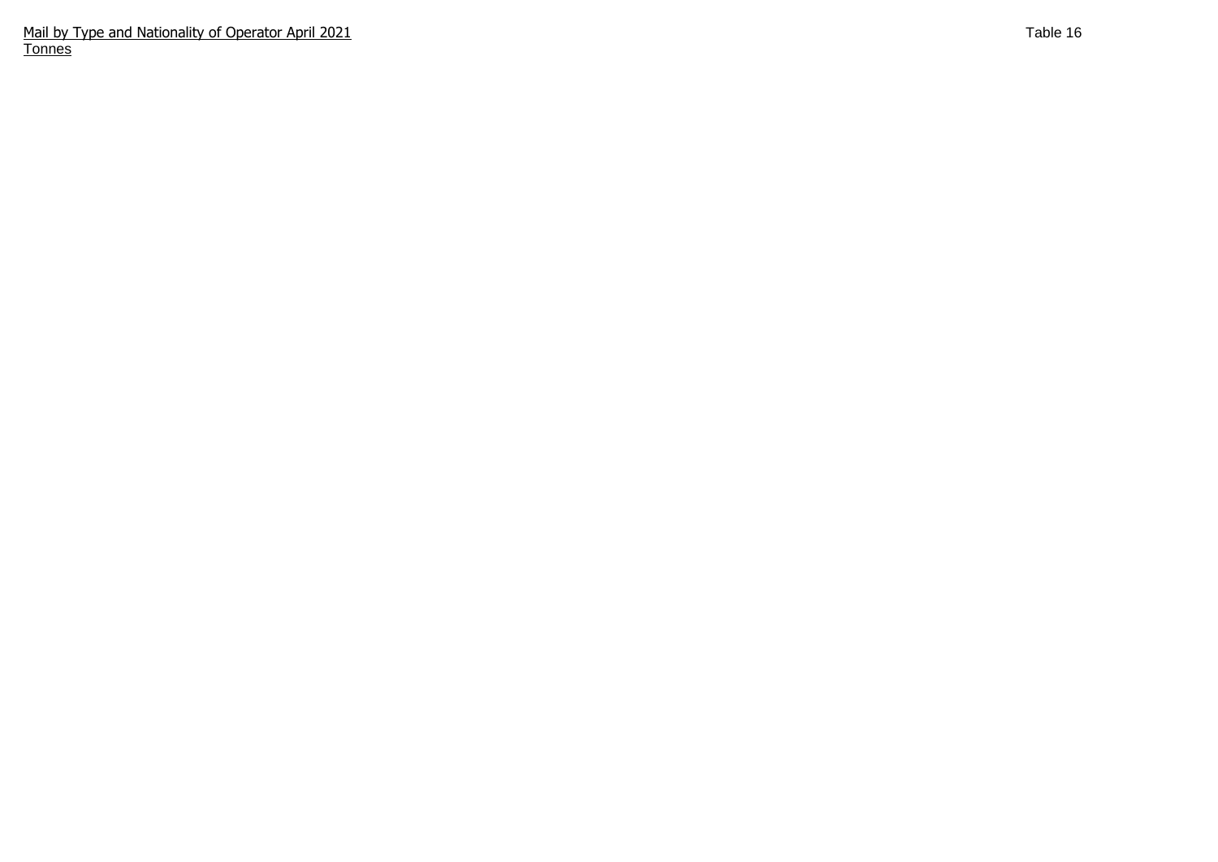Mail by Type and Nationality of Operator April 2021
Tonnes

Table 16